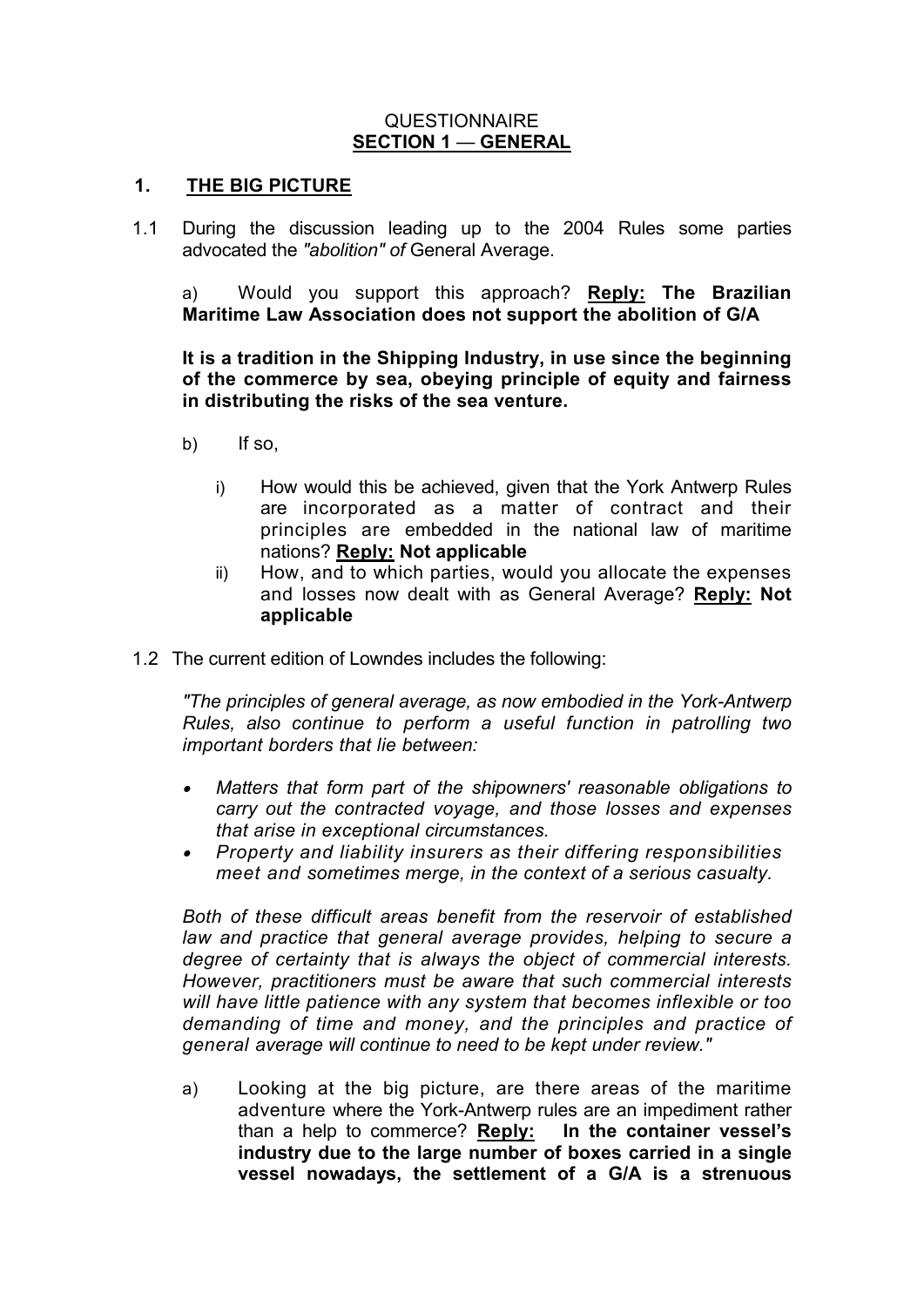# QUESTIONNAIRE
## SECTION 1 — GENERAL

### 1. THE BIG PICTURE

1.1 During the discussion leading up to the 2004 Rules some parties advocated the *"abolition" of* General Average.

a) Would you support this approach? **Reply: The Brazilian Maritime Law Association does not support the abolition of G/A**

**It is a tradition in the Shipping Industry, in use since the beginning of the commerce by sea, obeying principle of equity and fairness in distributing the risks of the sea venture.**

b) If so,

   i) How would this be achieved, given that the York Antwerp Rules are incorporated as a matter of contract and their principles are embedded in the national law of maritime nations? **Reply: Not applicable**

   ii) How, and to which parties, would you allocate the expenses and losses now dealt with as General Average? **Reply: Not applicable**

1.2 The current edition of Lowndes includes the following:

*"The principles of general average, as now embodied in the York-Antwerp Rules, also continue to perform a useful function in patrolling two important borders that lie between:*

- *Matters that form part of the shipowners' reasonable obligations to carry out the contracted voyage, and those losses and expenses that arise in exceptional circumstances.*
- *Property and liability insurers as their differing responsibilities meet and sometimes merge, in the context of a serious casualty.*

*Both of these difficult areas benefit from the reservoir of established law and practice that general average provides, helping to secure a degree of certainty that is always the object of commercial interests. However, practitioners must be aware that such commercial interests will have little patience with any system that becomes inflexible or too demanding of time and money, and the principles and practice of general average will continue to need to be kept under review."*

a) Looking at the big picture, are there areas of the maritime adventure where the York-Antwerp rules are an impediment rather than a help to commerce? **Reply: In the container vessel's industry due to the large number of boxes carried in a single vessel nowadays, the settlement of a G/A is a strenuous**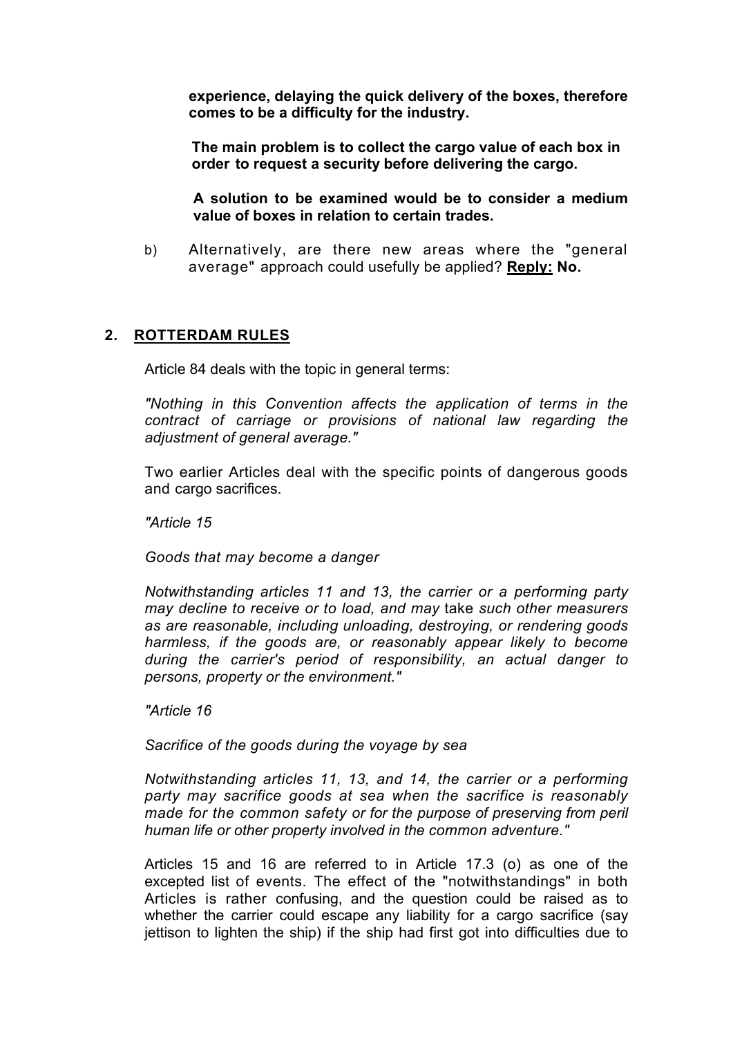**experience, delaying the quick delivery of the boxes, therefore comes to be a difficulty for the industry.**

**The main problem is to collect the cargo value of each box in order to request a security before delivering the cargo.**

**A solution to be examined would be to consider a medium value of boxes in relation to certain trades.**

b) Alternatively, are there new areas where the "general average" approach could usefully be applied? **<u>Reply:</u> No.**

## 2. <u>ROTTERDAM RULES</u>

Article 84 deals with the topic in general terms:

*"Nothing in this Convention affects the application of terms in the contract of carriage or provisions of national law regarding the adjustment of general average."*

Two earlier Articles deal with the specific points of dangerous goods and cargo sacrifices.

*"Article 15*

*Goods that may become a danger*

*Notwithstanding articles 11 and 13, the carrier or a performing party may decline to receive or to load, and may* take *such other measurers as are reasonable, including unloading, destroying, or rendering goods harmless, if the goods are, or reasonably appear likely to become during the carrier's period of responsibility, an actual danger to persons, property or the environment."*

*"Article 16*

*Sacrifice of the goods during the voyage by sea*

*Notwithstanding articles 11, 13, and 14, the carrier or a performing party may sacrifice goods at sea when the sacrifice is reasonably made for the common safety or for the purpose of preserving from peril human life or other property involved in the common adventure."*

Articles 15 and 16 are referred to in Article 17.3 (o) as one of the excepted list of events. The effect of the "notwithstandings" in both Articles is rather confusing, and the question could be raised as to whether the carrier could escape any liability for a cargo sacrifice (say jettison to lighten the ship) if the ship had first got into difficulties due to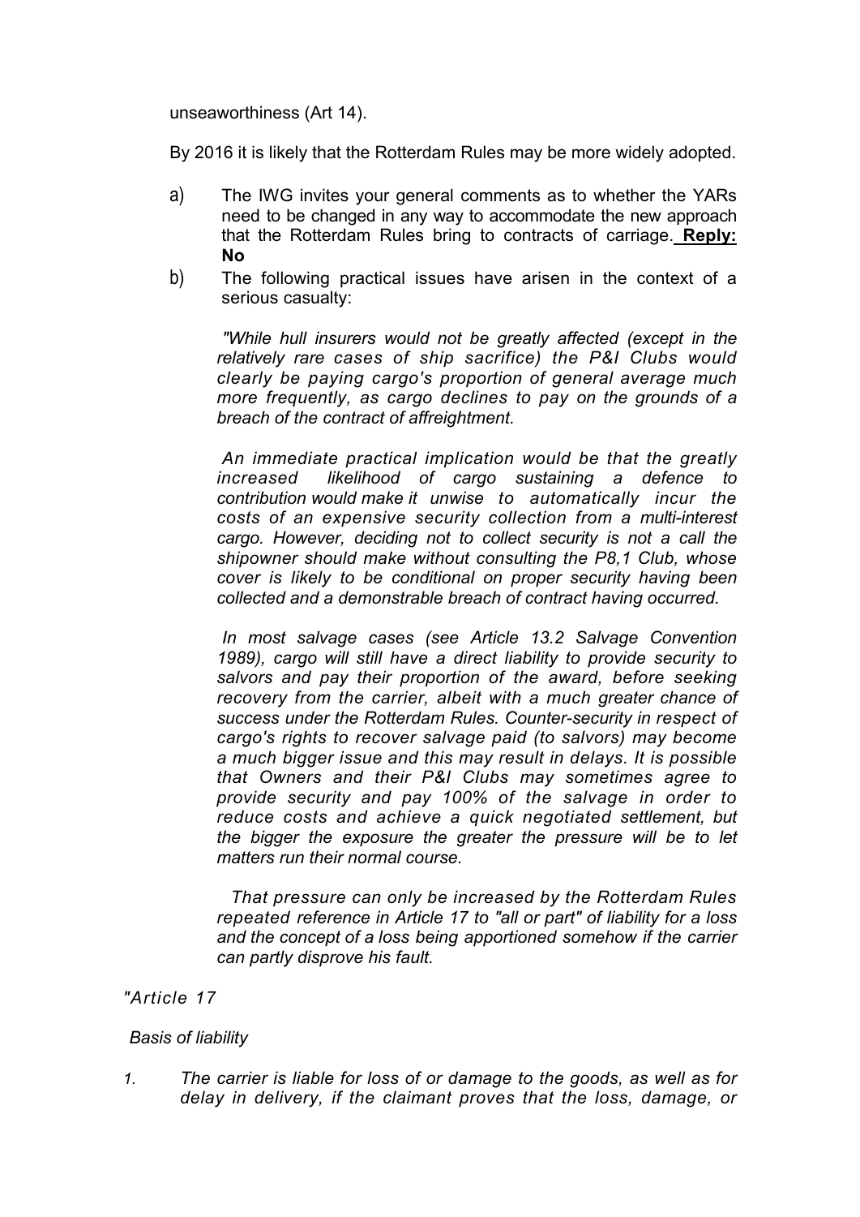unseaworthiness (Art 14).

By 2016 it is likely that the Rotterdam Rules may be more widely adopted.

a) The IWG invites your general comments as to whether the YARs need to be changed in any way to accommodate the new approach that the Rotterdam Rules bring to contracts of carriage. **Reply: No**

b) The following practical issues have arisen in the context of a serious casualty:

*"While hull insurers would not be greatly affected (except in the relatively rare cases of ship sacrifice) the P&I Clubs would clearly be paying cargo's proportion of general average much more frequently, as cargo declines to pay on the grounds of a breach of the contract of affreightment.*

*An immediate practical implication would be that the greatly increased likelihood of cargo sustaining a defence to contribution would make it unwise to automatically incur the costs of an expensive security collection from a multi-interest cargo. However, deciding not to collect security is not a call the shipowner should make without consulting the P8,1 Club, whose cover is likely to be conditional on proper security having been collected and a demonstrable breach of contract having occurred.*

*In most salvage cases (see Article 13.2 Salvage Convention 1989), cargo will still have a direct liability to provide security to salvors and pay their proportion of the award, before seeking recovery from the carrier, albeit with a much greater chance of success under the Rotterdam Rules. Counter-security in respect of cargo's rights to recover salvage paid (to salvors) may become a much bigger issue and this may result in delays. It is possible that Owners and their P&I Clubs may sometimes agree to provide security and pay 100% of the salvage in order to reduce costs and achieve a quick negotiated settlement, but the bigger the exposure the greater the pressure will be to let matters run their normal course.*

*That pressure can only be increased by the Rotterdam Rules repeated reference in Article 17 to "all or part" of liability for a loss and the concept of a loss being apportioned somehow if the carrier can partly disprove his fault.*

*"Article 17*

*Basis of liability*

*1. The carrier is liable for loss of or damage to the goods, as well as for delay in delivery, if the claimant proves that the loss, damage, or*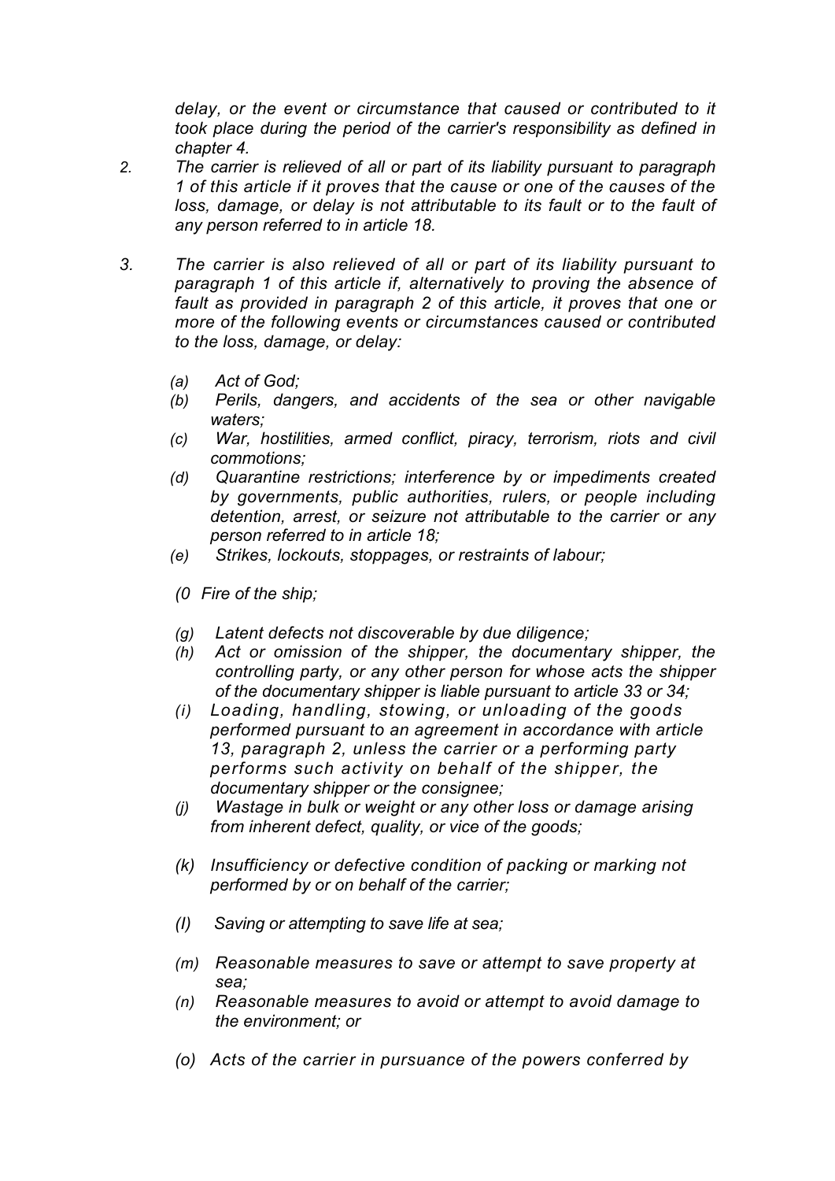*delay, or the event or circumstance that caused or contributed to it took place during the period of the carrier's responsibility as defined in chapter 4.*

2. *The carrier is relieved of all or part of its liability pursuant to paragraph 1 of this article if it proves that the cause or one of the causes of the loss, damage, or delay is not attributable to its fault or to the fault of any person referred to in article 18.*

3. *The carrier is also relieved of all or part of its liability pursuant to paragraph 1 of this article if, alternatively to proving the absence of fault as provided in paragraph 2 of this article, it proves that one or more of the following events or circumstances caused or contributed to the loss, damage, or delay:*

   *(a) Act of God;*
   
   *(b) Perils, dangers, and accidents of the sea or other navigable waters;*
   
   *(c) War, hostilities, armed conflict, piracy, terrorism, riots and civil commotions;*
   
   *(d) Quarantine restrictions; interference by or impediments created by governments, public authorities, rulers, or people including detention, arrest, or seizure not attributable to the carrier or any person referred to in article 18;*
   
   *(e) Strikes, lockouts, stoppages, or restraints of labour;*
   
   *(0 Fire of the ship;*
   
   *(g) Latent defects not discoverable by due diligence;*
   
   *(h) Act or omission of the shipper, the documentary shipper, the controlling party, or any other person for whose acts the shipper of the documentary shipper is liable pursuant to article 33 or 34;*
   
   *(i) Loading, handling, stowing, or unloading of the goods performed pursuant to an agreement in accordance with article 13, paragraph 2, unless the carrier or a performing party performs such activity on behalf of the shipper, the documentary shipper or the consignee;*
   
   *(j) Wastage in bulk or weight or any other loss or damage arising from inherent defect, quality, or vice of the goods;*
   
   *(k) Insufficiency or defective condition of packing or marking not performed by or on behalf of the carrier;*
   
   *(I) Saving or attempting to save life at sea;*
   
   *(m) Reasonable measures to save or attempt to save property at sea;*
   
   *(n) Reasonable measures to avoid or attempt to avoid damage to the environment; or*
   
   *(o) Acts of the carrier in pursuance of the powers conferred by*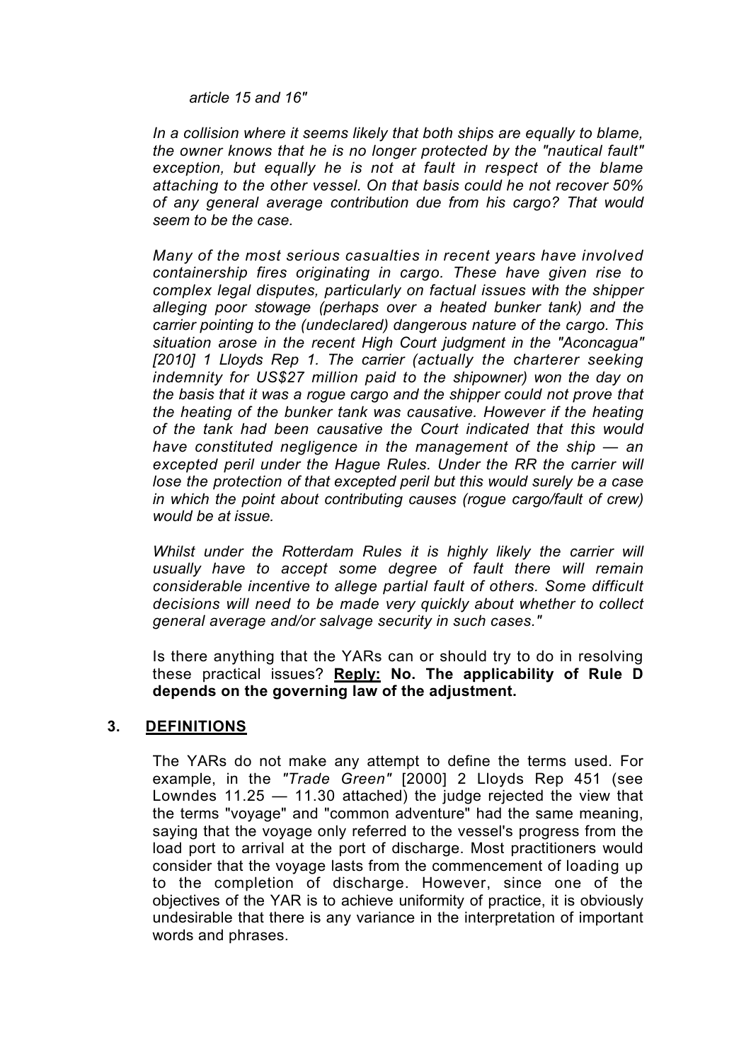*article 15 and 16"*

*In a collision where it seems likely that both ships are equally to blame, the owner knows that he is no longer protected by the "nautical fault" exception, but equally he is not at fault in respect of the blame attaching to the other vessel. On that basis could he not recover 50% of any general average contribution due from his cargo? That would seem to be the case.*

*Many of the most serious casualties in recent years have involved containership fires originating in cargo. These have given rise to complex legal disputes, particularly on factual issues with the shipper alleging poor stowage (perhaps over a heated bunker tank) and the carrier pointing to the (undeclared) dangerous nature of the cargo. This situation arose in the recent High Court judgment in the "Aconcagua" [2010] 1 Lloyds Rep 1. The carrier (actually the charterer seeking indemnity for US$27 million paid to the shipowner) won the day on the basis that it was a rogue cargo and the shipper could not prove that the heating of the bunker tank was causative. However if the heating of the tank had been causative the Court indicated that this would have constituted negligence in the management of the ship — an excepted peril under the Hague Rules. Under the RR the carrier will lose the protection of that excepted peril but this would surely be a case in which the point about contributing causes (rogue cargo/fault of crew) would be at issue.*

*Whilst under the Rotterdam Rules it is highly likely the carrier will usually have to accept some degree of fault there will remain considerable incentive to allege partial fault of others. Some difficult decisions will need to be made very quickly about whether to collect general average and/or salvage security in such cases."*

Is there anything that the YARs can or should try to do in resolving these practical issues? **<u>Reply:</u> No. The applicability of Rule D depends on the governing law of the adjustment.**

## 3. DEFINITIONS

The YARs do not make any attempt to define the terms used. For example, in the *"Trade Green"* [2000] 2 Lloyds Rep 451 (see Lowndes 11.25 — 11.30 attached) the judge rejected the view that the terms "voyage" and "common adventure" had the same meaning, saying that the voyage only referred to the vessel's progress from the load port to arrival at the port of discharge. Most practitioners would consider that the voyage lasts from the commencement of loading up to the completion of discharge. However, since one of the objectives of the YAR is to achieve uniformity of practice, it is obviously undesirable that there is any variance in the interpretation of important words and phrases.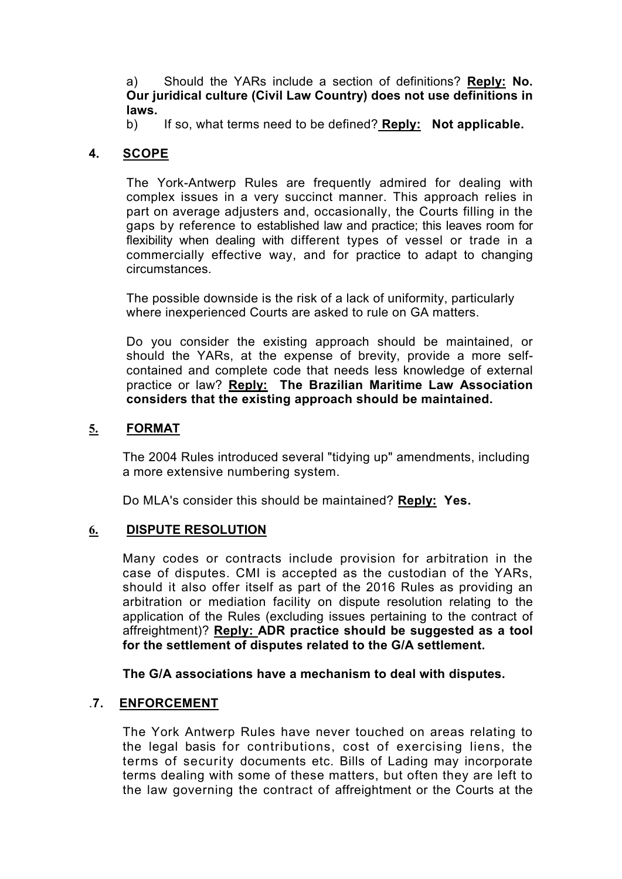a) Should the YARs include a section of definitions? **Reply: No. Our juridical culture (Civil Law Country) does not use definitions in laws.**

b) If so, what terms need to be defined? **Reply: Not applicable.**

## 4. SCOPE

The York-Antwerp Rules are frequently admired for dealing with complex issues in a very succinct manner. This approach relies in part on average adjusters and, occasionally, the Courts filling in the gaps by reference to established law and practice; this leaves room for flexibility when dealing with different types of vessel or trade in a commercially effective way, and for practice to adapt to changing circumstances.

The possible downside is the risk of a lack of uniformity, particularly where inexperienced Courts are asked to rule on GA matters.

Do you consider the existing approach should be maintained, or should the YARs, at the expense of brevity, provide a more self-contained and complete code that needs less knowledge of external practice or law? **Reply: The Brazilian Maritime Law Association considers that the existing approach should be maintained.**

## 5. FORMAT

The 2004 Rules introduced several "tidying up" amendments, including a more extensive numbering system.

Do MLA's consider this should be maintained? **Reply: Yes.**

## 6. DISPUTE RESOLUTION

Many codes or contracts include provision for arbitration in the case of disputes. CMI is accepted as the custodian of the YARs, should it also offer itself as part of the 2016 Rules as providing an arbitration or mediation facility on dispute resolution relating to the application of the Rules (excluding issues pertaining to the contract of affreightment)? **Reply: ADR practice should be suggested as a tool for the settlement of disputes related to the G/A settlement.**

**The G/A associations have a mechanism to deal with disputes.**

## 7. ENFORCEMENT

The York Antwerp Rules have never touched on areas relating to the legal basis for contributions, cost of exercising liens, the terms of security documents etc. Bills of Lading may incorporate terms dealing with some of these matters, but often they are left to the law governing the contract of affreightment or the Courts at the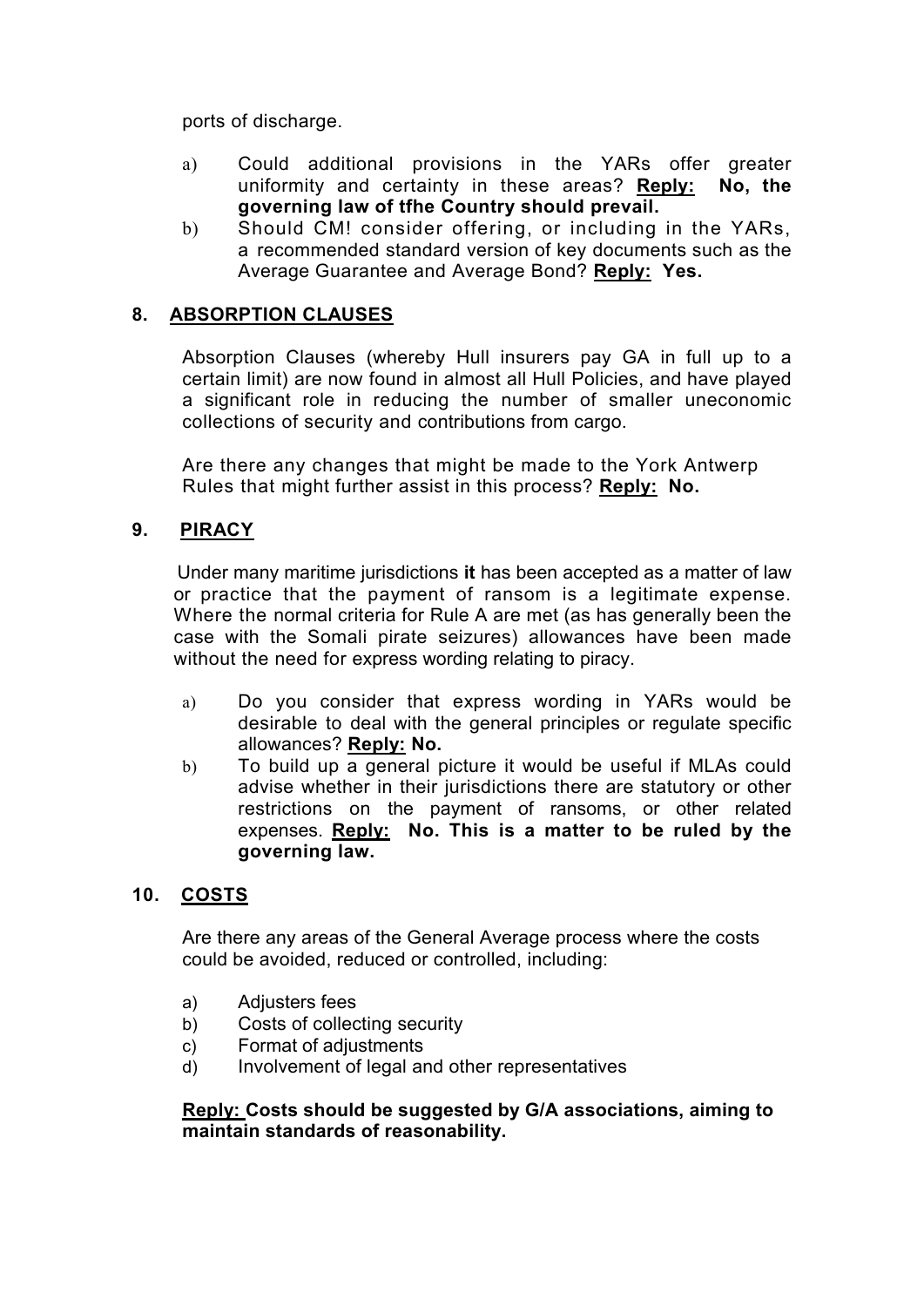ports of discharge.

a) Could additional provisions in the YARs offer greater uniformity and certainty in these areas? **Reply: No, the governing law of tfhe Country should prevail.**

b) Should CM! consider offering, or including in the YARs, a recommended standard version of key documents such as the Average Guarantee and Average Bond? **Reply: Yes.**

## 8. ABSORPTION CLAUSES

Absorption Clauses (whereby Hull insurers pay GA in full up to a certain limit) are now found in almost all Hull Policies, and have played a significant role in reducing the number of smaller uneconomic collections of security and contributions from cargo.

Are there any changes that might be made to the York Antwerp Rules that might further assist in this process? **Reply: No.**

## 9. PIRACY

Under many maritime jurisdictions **it** has been accepted as a matter of law or practice that the payment of ransom is a legitimate expense. Where the normal criteria for Rule A are met (as has generally been the case with the Somali pirate seizures) allowances have been made without the need for express wording relating to piracy.

a) Do you consider that express wording in YARs would be desirable to deal with the general principles or regulate specific allowances? **Reply: No.**

b) To build up a general picture it would be useful if MLAs could advise whether in their jurisdictions there are statutory or other restrictions on the payment of ransoms, or other related expenses. **Reply: No. This is a matter to be ruled by the governing law.**

## 10. COSTS

Are there any areas of the General Average process where the costs could be avoided, reduced or controlled, including:

a) Adjusters fees
b) Costs of collecting security
c) Format of adjustments
d) Involvement of legal and other representatives

**Reply: Costs should be suggested by G/A associations, aiming to maintain standards of reasonability.**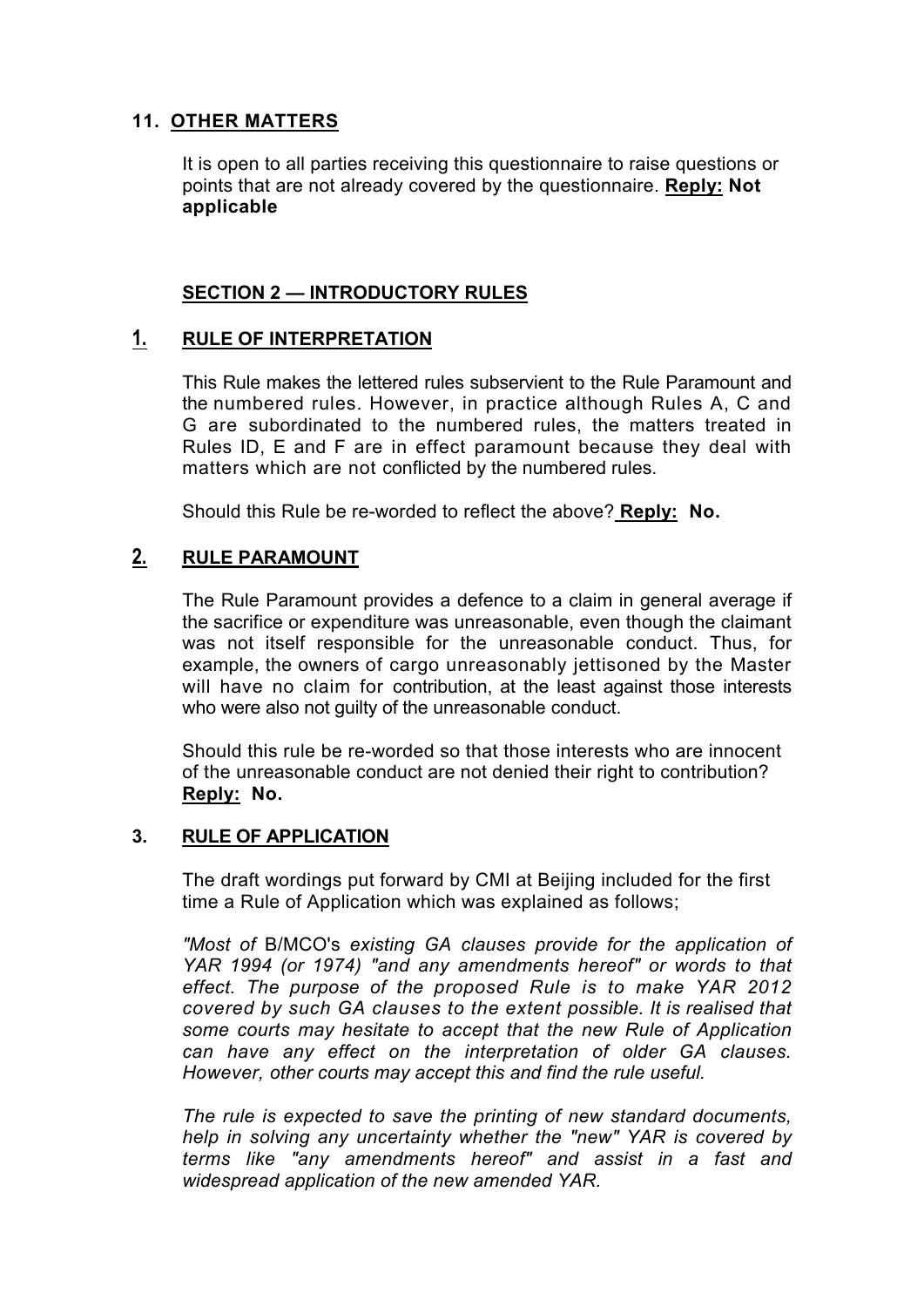## 11. OTHER MATTERS

It is open to all parties receiving this questionnaire to raise questions or points that are not already covered by the questionnaire. **Reply: Not applicable**

## SECTION 2 — INTRODUCTORY RULES

### 1. RULE OF INTERPRETATION

This Rule makes the lettered rules subservient to the Rule Paramount and the numbered rules. However, in practice although Rules A, C and G are subordinated to the numbered rules, the matters treated in Rules ID, E and F are in effect paramount because they deal with matters which are not conflicted by the numbered rules.

Should this Rule be re-worded to reflect the above? **Reply: No.**

### 2. RULE PARAMOUNT

The Rule Paramount provides a defence to a claim in general average if the sacrifice or expenditure was unreasonable, even though the claimant was not itself responsible for the unreasonable conduct. Thus, for example, the owners of cargo unreasonably jettisoned by the Master will have no claim for contribution, at the least against those interests who were also not guilty of the unreasonable conduct.

Should this rule be re-worded so that those interests who are innocent of the unreasonable conduct are not denied their right to contribution? **Reply: No.**

### 3. RULE OF APPLICATION

The draft wordings put forward by CMI at Beijing included for the first time a Rule of Application which was explained as follows;

*"Most of* B/MCO's *existing GA clauses provide for the application of YAR 1994 (or 1974) "and any amendments hereof" or words to that effect. The purpose of the proposed Rule is to make YAR 2012 covered by such GA clauses to the extent possible. It is realised that some courts may hesitate to accept that the new Rule of Application can have any effect on the interpretation of older GA clauses. However, other courts may accept this and find the rule useful.*

*The rule is expected to save the printing of new standard documents, help in solving any uncertainty whether the "new" YAR is covered by terms like "any amendments hereof" and assist in a fast and widespread application of the new amended YAR.*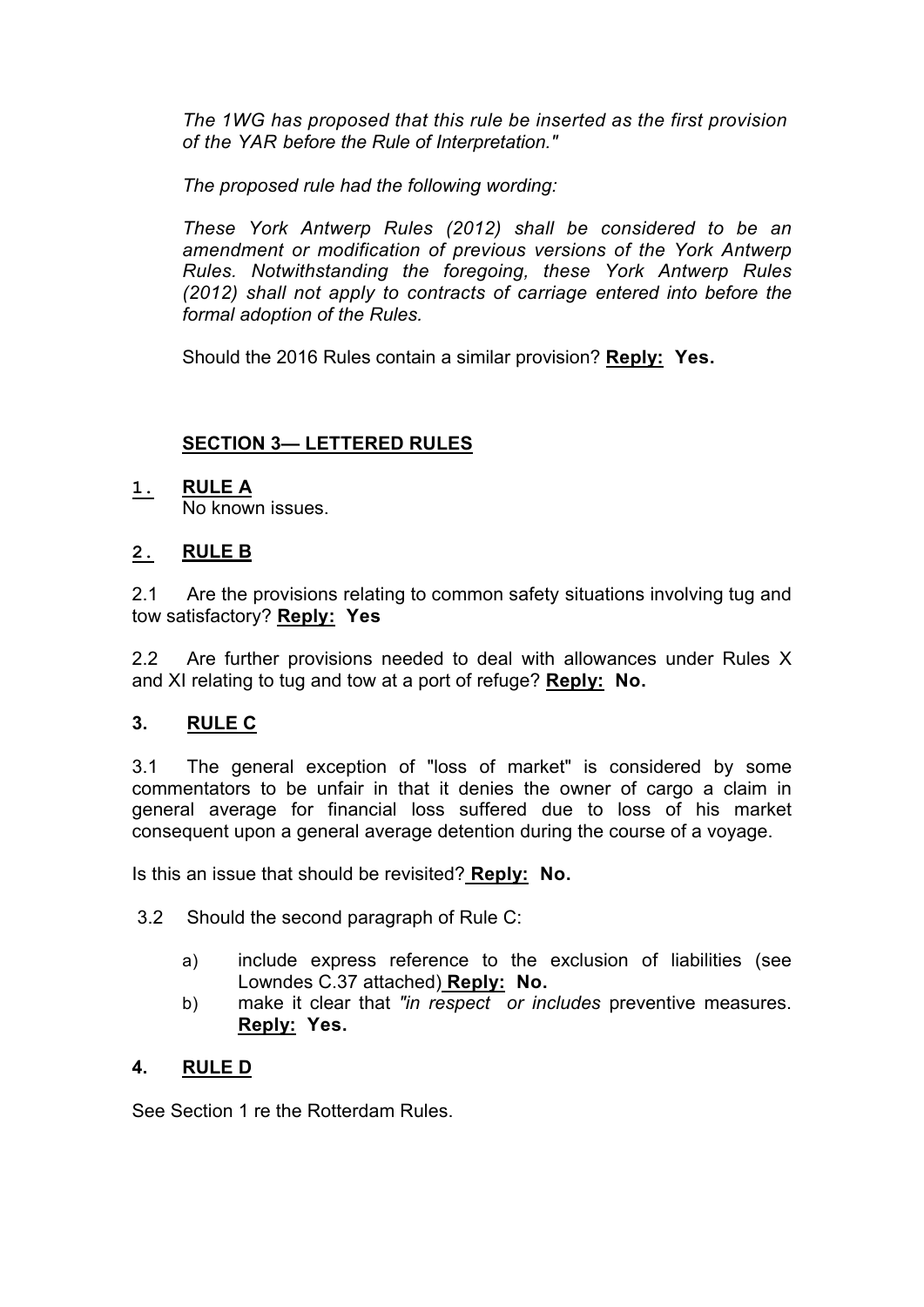*The 1WG has proposed that this rule be inserted as the first provision of the YAR before the Rule of Interpretation."*

*The proposed rule had the following wording:*

*These York Antwerp Rules (2012) shall be considered to be an amendment or modification of previous versions of the York Antwerp Rules. Notwithstanding the foregoing, these York Antwerp Rules (2012) shall not apply to contracts of carriage entered into before the formal adoption of the Rules.*

Should the 2016 Rules contain a similar provision? **Reply: Yes.**

## SECTION 3— LETTERED RULES

### 1. RULE A

No known issues.

### 2. RULE B

2.1 Are the provisions relating to common safety situations involving tug and tow satisfactory? **Reply: Yes**

2.2 Are further provisions needed to deal with allowances under Rules X and XI relating to tug and tow at a port of refuge? **Reply: No.**

### 3. RULE C

3.1 The general exception of "loss of market" is considered by some commentators to be unfair in that it denies the owner of cargo a claim in general average for financial loss suffered due to loss of his market consequent upon a general average detention during the course of a voyage.

Is this an issue that should be revisited? **Reply: No.**

3.2 Should the second paragraph of Rule C:

a) include express reference to the exclusion of liabilities (see Lowndes C.37 attached) **Reply: No.**

b) make it clear that *"in respect or includes* preventive measures. **Reply: Yes.**

### 4. RULE D

See Section 1 re the Rotterdam Rules.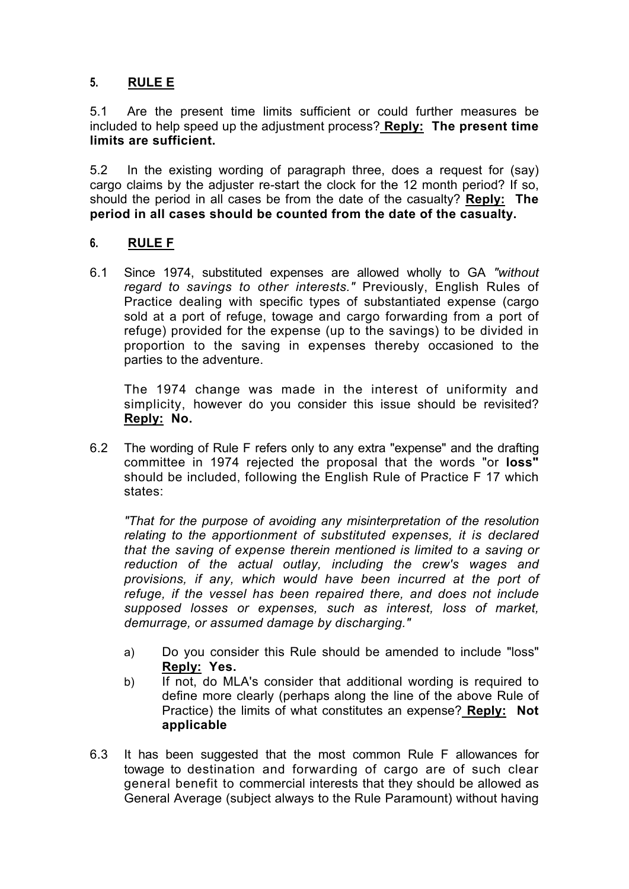## 5. RULE E

5.1 Are the present time limits sufficient or could further measures be included to help speed up the adjustment process? **Reply: The present time limits are sufficient.**

5.2 In the existing wording of paragraph three, does a request for (say) cargo claims by the adjuster re-start the clock for the 12 month period? If so, should the period in all cases be from the date of the casualty? **Reply: The period in all cases should be counted from the date of the casualty.**

## 6. RULE F

6.1 Since 1974, substituted expenses are allowed wholly to GA *"without regard to savings to other interests."* Previously, English Rules of Practice dealing with specific types of substantiated expense (cargo sold at a port of refuge, towage and cargo forwarding from a port of refuge) provided for the expense (up to the savings) to be divided in proportion to the saving in expenses thereby occasioned to the parties to the adventure.

The 1974 change was made in the interest of uniformity and simplicity, however do you consider this issue should be revisited? **Reply: No.**

6.2 The wording of Rule F refers only to any extra "expense" and the drafting committee in 1974 rejected the proposal that the words "or **loss"** should be included, following the English Rule of Practice F 17 which states:

*"That for the purpose of avoiding any misinterpretation of the resolution relating to the apportionment of substituted expenses, it is declared that the saving of expense therein mentioned is limited to a saving or reduction of the actual outlay, including the crew's wages and provisions, if any, which would have been incurred at the port of refuge, if the vessel has been repaired there, and does not include supposed losses or expenses, such as interest, loss of market, demurrage, or assumed damage by discharging."*

a) Do you consider this Rule should be amended to include "loss" **Reply: Yes.**

b) If not, do MLA's consider that additional wording is required to define more clearly (perhaps along the line of the above Rule of Practice) the limits of what constitutes an expense? **Reply: Not applicable**

6.3 It has been suggested that the most common Rule F allowances for towage to destination and forwarding of cargo are of such clear general benefit to commercial interests that they should be allowed as General Average (subject always to the Rule Paramount) without having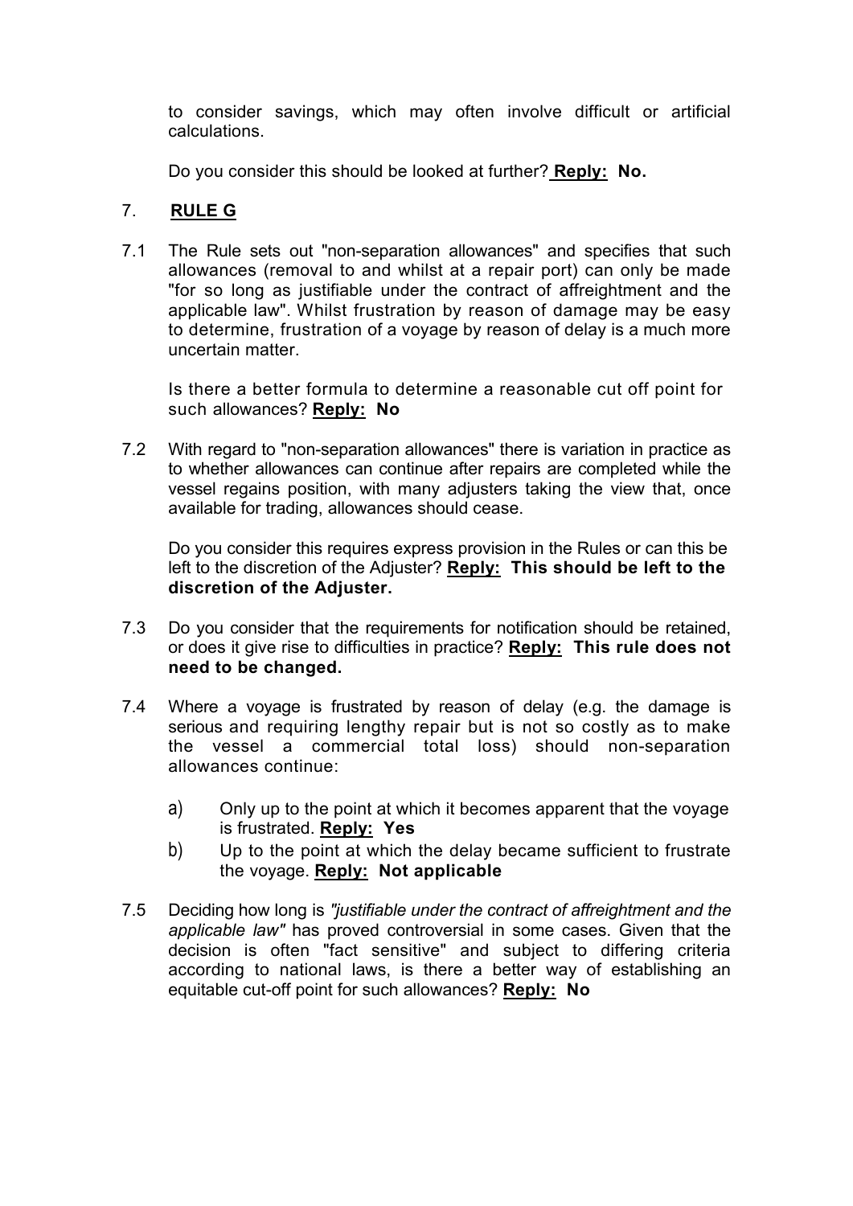to consider savings, which may often involve difficult or artificial calculations.

Do you consider this should be looked at further? **Reply:** **No.**

## 7. **RULE G**

7.1 The Rule sets out "non-separation allowances" and specifies that such allowances (removal to and whilst at a repair port) can only be made "for so long as justifiable under the contract of affreightment and the applicable law". Whilst frustration by reason of damage may be easy to determine, frustration of a voyage by reason of delay is a much more uncertain matter.

Is there a better formula to determine a reasonable cut off point for such allowances? **Reply:** **No**

7.2 With regard to "non-separation allowances" there is variation in practice as to whether allowances can continue after repairs are completed while the vessel regains position, with many adjusters taking the view that, once available for trading, allowances should cease.

Do you consider this requires express provision in the Rules or can this be left to the discretion of the Adjuster? **Reply:** **This should be left to the discretion of the Adjuster.**

7.3 Do you consider that the requirements for notification should be retained, or does it give rise to difficulties in practice? **Reply:** **This rule does not need to be changed.**

7.4 Where a voyage is frustrated by reason of delay (e.g. the damage is serious and requiring lengthy repair but is not so costly as to make the vessel a commercial total loss) should non-separation allowances continue:

a) Only up to the point at which it becomes apparent that the voyage is frustrated. **Reply:** **Yes**

b) Up to the point at which the delay became sufficient to frustrate the voyage. **Reply:** **Not applicable**

7.5 Deciding how long is *"justifiable under the contract of affreightment and the applicable law"* has proved controversial in some cases. Given that the decision is often "fact sensitive" and subject to differing criteria according to national laws, is there a better way of establishing an equitable cut-off point for such allowances? **Reply:** **No**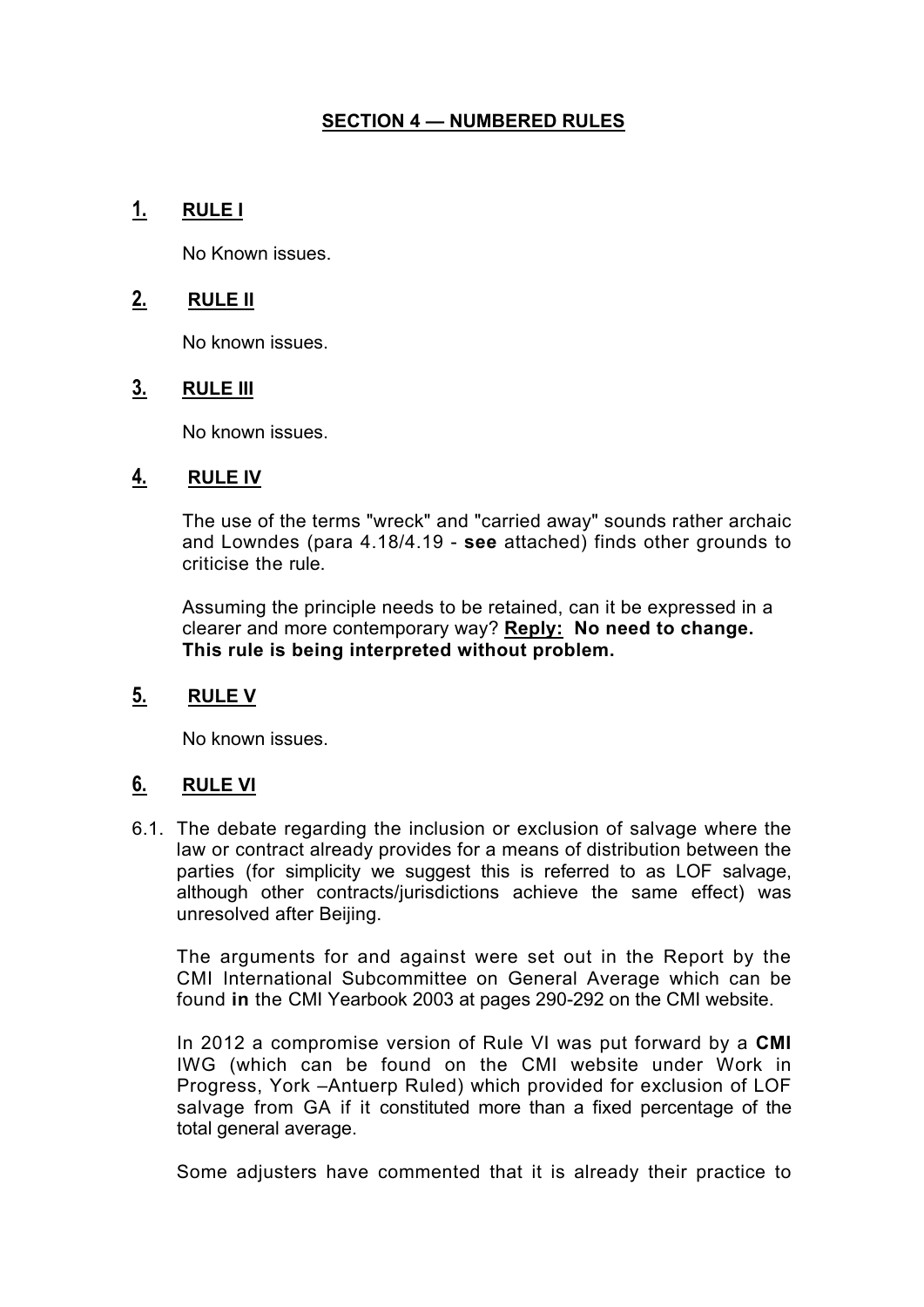## SECTION 4 — NUMBERED RULES

### 1. RULE I

No Known issues.

### 2. RULE II

No known issues.

### 3. RULE III

No known issues.

### 4. RULE IV

The use of the terms "wreck" and "carried away" sounds rather archaic and Lowndes (para 4.18/4.19 - **see** attached) finds other grounds to criticise the rule.

Assuming the principle needs to be retained, can it be expressed in a clearer and more contemporary way? **Reply: No need to change. This rule is being interpreted without problem.**

### 5. RULE V

No known issues.

### 6. RULE VI

6.1. The debate regarding the inclusion or exclusion of salvage where the law or contract already provides for a means of distribution between the parties (for simplicity we suggest this is referred to as LOF salvage, although other contracts/jurisdictions achieve the same effect) was unresolved after Beijing.

The arguments for and against were set out in the Report by the CMI International Subcommittee on General Average which can be found **in** the CMI Yearbook 2003 at pages 290-292 on the CMI website.

In 2012 a compromise version of Rule VI was put forward by a **CMI** IWG (which can be found on the CMI website under Work in Progress, York –Antuerp Ruled) which provided for exclusion of LOF salvage from GA if it constituted more than a fixed percentage of the total general average.

Some adjusters have commented that it is already their practice to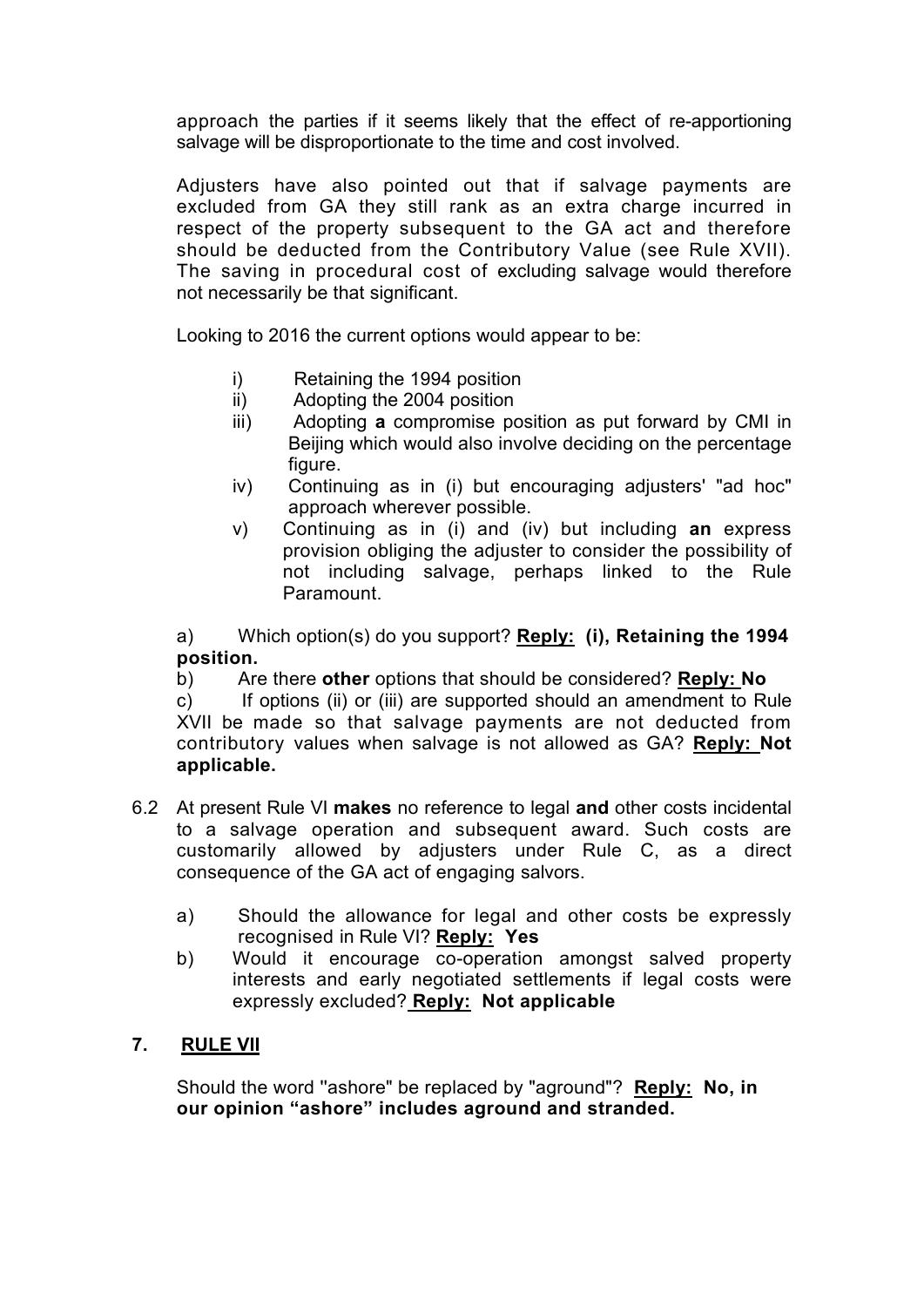approach the parties if it seems likely that the effect of re-apportioning salvage will be disproportionate to the time and cost involved.

Adjusters have also pointed out that if salvage payments are excluded from GA they still rank as an extra charge incurred in respect of the property subsequent to the GA act and therefore should be deducted from the Contributory Value (see Rule XVII). The saving in procedural cost of excluding salvage would therefore not necessarily be that significant.

Looking to 2016 the current options would appear to be:

i) Retaining the 1994 position
ii) Adopting the 2004 position
iii) Adopting **a** compromise position as put forward by CMI in Beijing which would also involve deciding on the percentage figure.
iv) Continuing as in (i) but encouraging adjusters' "ad hoc" approach wherever possible.
v) Continuing as in (i) and (iv) but including **an** express provision obliging the adjuster to consider the possibility of not including salvage, perhaps linked to the Rule Paramount.

a) Which option(s) do you support? **<u>Reply:</u> (i), Retaining the 1994 position.**

b) Are there **other** options that should be considered? **<u>Reply:</u> No**

c) If options (ii) or (iii) are supported should an amendment to Rule XVII be made so that salvage payments are not deducted from contributory values when salvage is not allowed as GA? **<u>Reply:</u> Not applicable.**

6.2 At present Rule VI **makes** no reference to legal **and** other costs incidental to a salvage operation and subsequent award. Such costs are customarily allowed by adjusters under Rule C, as a direct consequence of the GA act of engaging salvors.

a) Should the allowance for legal and other costs be expressly recognised in Rule VI? **<u>Reply:</u> Yes**

b) Would it encourage co-operation amongst salved property interests and early negotiated settlements if legal costs were expressly excluded? **<u>Reply:</u> Not applicable**

## 7. <u>RULE VII</u>

Should the word "ashore" be replaced by "aground"? **<u>Reply:</u> No, in our opinion "ashore" includes aground and stranded.**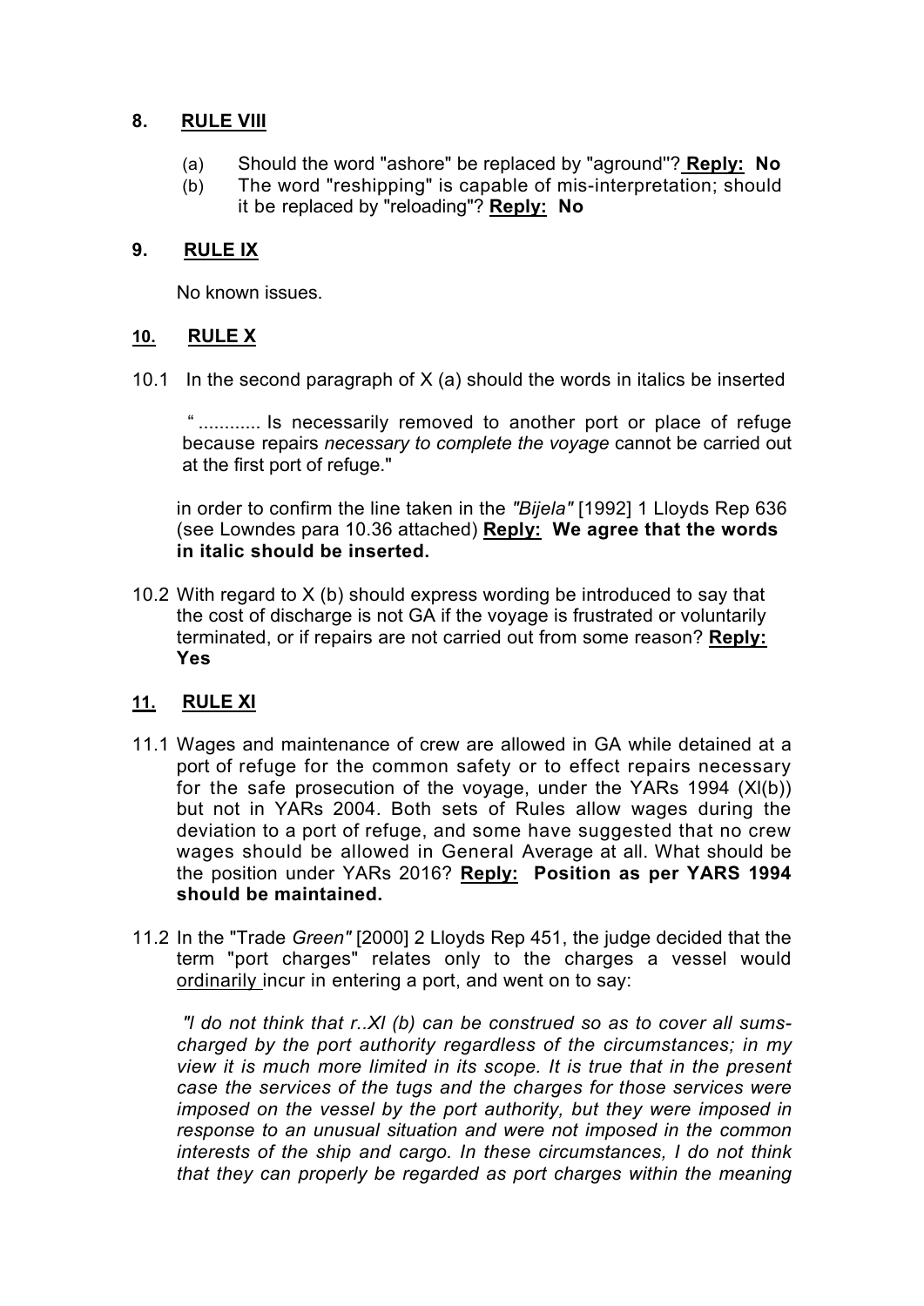## 8. RULE VIII

(a) Should the word "ashore" be replaced by "aground"? **Reply: No**

(b) The word "reshipping" is capable of mis-interpretation; should it be replaced by "reloading"? **Reply: No**

## 9. RULE IX

No known issues.

## 10. RULE X

10.1 In the second paragraph of X (a) should the words in italics be inserted

> " ............ Is necessarily removed to another port or place of refuge because repairs *necessary to complete the voyage* cannot be carried out at the first port of refuge."

in order to confirm the line taken in the *"Bijela"* [1992] 1 Lloyds Rep 636 (see Lowndes para 10.36 attached) **Reply: We agree that the words in italic should be inserted.**

10.2 With regard to X (b) should express wording be introduced to say that the cost of discharge is not GA if the voyage is frustrated or voluntarily terminated, or if repairs are not carried out from some reason? **Reply: Yes**

## 11. RULE XI

11.1 Wages and maintenance of crew are allowed in GA while detained at a port of refuge for the common safety or to effect repairs necessary for the safe prosecution of the voyage, under the YARs 1994 (XI(b)) but not in YARs 2004. Both sets of Rules allow wages during the deviation to a port of refuge, and some have suggested that no crew wages should be allowed in General Average at all. What should be the position under YARs 2016? **Reply: Position as per YARS 1994 should be maintained.**

11.2 In the "Trade *Green"* [2000] 2 Lloyds Rep 451, the judge decided that the term "port charges" relates only to the charges a vessel would ordinarily incur in entering a port, and went on to say:

> *"I do not think that r..XI (b) can be construed so as to cover all sums-charged by the port authority regardless of the circumstances; in my view it is much more limited in its scope. It is true that in the present case the services of the tugs and the charges for those services were imposed on the vessel by the port authority, but they were imposed in response to an unusual situation and were not imposed in the common interests of the ship and cargo. In these circumstances, I do not think that they can properly be regarded as port charges within the meaning*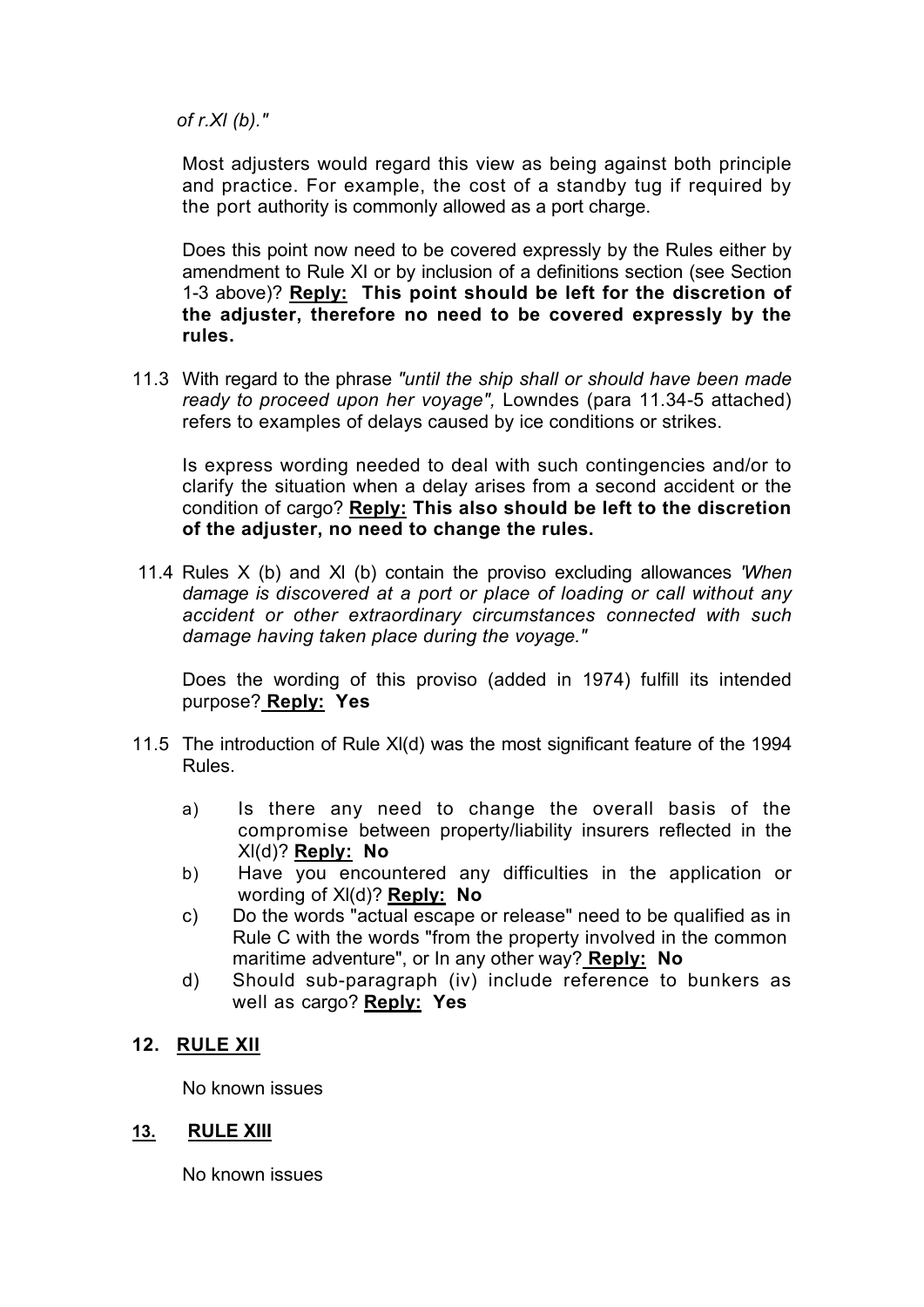*of r.XI (b)."*

Most adjusters would regard this view as being against both principle and practice. For example, the cost of a standby tug if required by the port authority is commonly allowed as a port charge.

Does this point now need to be covered expressly by the Rules either by amendment to Rule XI or by inclusion of a definitions section (see Section 1-3 above)? **<u>Reply:</u> This point should be left for the discretion of the adjuster, therefore no need to be covered expressly by the rules.**

11.3 With regard to the phrase *"until the ship shall or should have been made ready to proceed upon her voyage",* Lowndes (para 11.34-5 attached) refers to examples of delays caused by ice conditions or strikes.

Is express wording needed to deal with such contingencies and/or to clarify the situation when a delay arises from a second accident or the condition of cargo? **<u>Reply:</u> This also should be left to the discretion of the adjuster, no need to change the rules.**

11.4 Rules X (b) and XI (b) contain the proviso excluding allowances *'When damage is discovered at a port or place of loading or call without any accident or other extraordinary circumstances connected with such damage having taken place during the voyage."*

Does the wording of this proviso (added in 1974) fulfill its intended purpose? **<u>Reply:</u> Yes**

11.5 The introduction of Rule XI(d) was the most significant feature of the 1994 Rules.

a) Is there any need to change the overall basis of the compromise between property/liability insurers reflected in the XI(d)? **<u>Reply:</u> No**

b) Have you encountered any difficulties in the application or wording of XI(d)? **<u>Reply:</u> No**

c) Do the words "actual escape or release" need to be qualified as in Rule C with the words "from the property involved in the common maritime adventure", or In any other way? **<u>Reply:</u> No**

d) Should sub-paragraph (iv) include reference to bunkers as well as cargo? **<u>Reply:</u> Yes**

## 12. <u>RULE XII</u>

No known issues

## <u>13.</u> <u>RULE XIII</u>

No known issues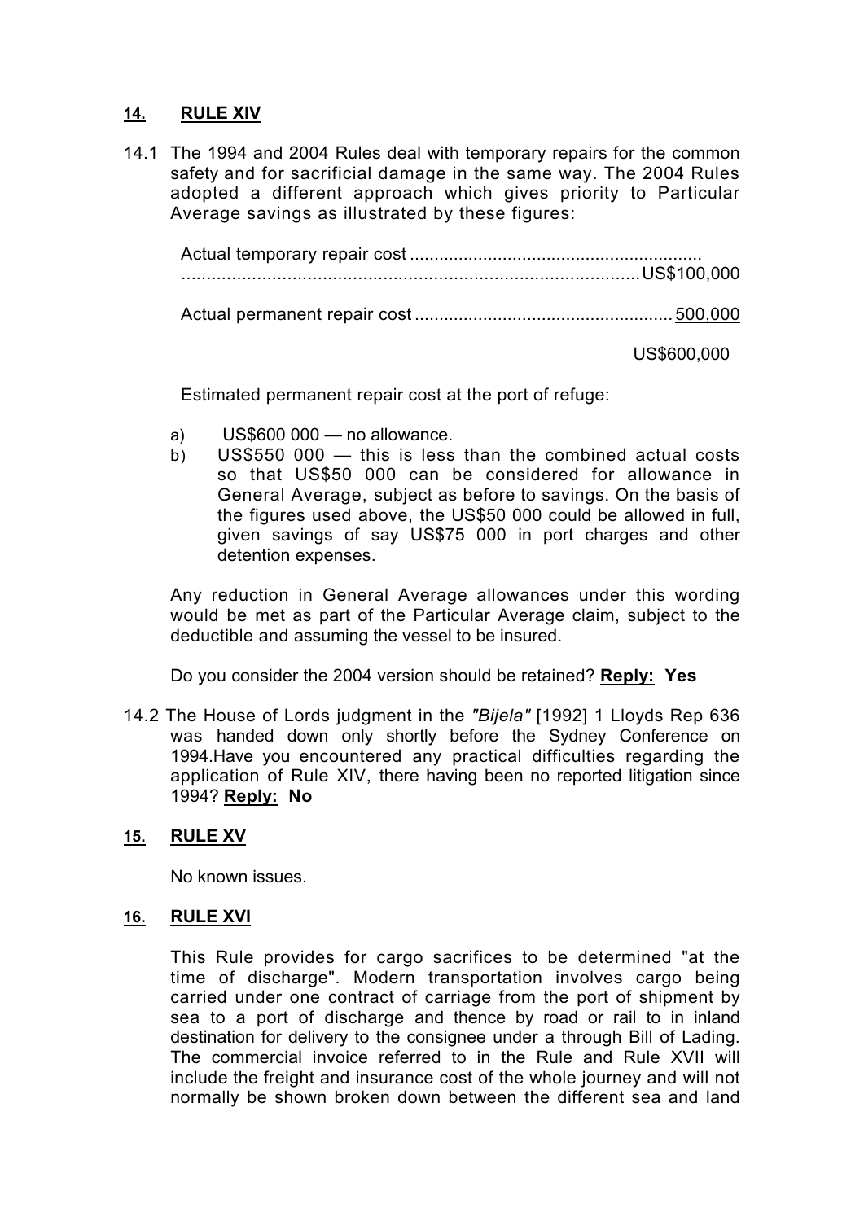## 14. RULE XIV

14.1 The 1994 and 2004 Rules deal with temporary repairs for the common safety and for sacrificial damage in the same way. The 2004 Rules adopted a different approach which gives priority to Particular Average savings as illustrated by these figures:

Actual temporary repair cost ............................................................................................................................US$100,000

Actual permanent repair cost .................................................... 500,000

US$600,000

Estimated permanent repair cost at the port of refuge:

a) US$600 000 — no allowance.
b) US$550 000 — this is less than the combined actual costs so that US$50 000 can be considered for allowance in General Average, subject as before to savings. On the basis of the figures used above, the US$50 000 could be allowed in full, given savings of say US$75 000 in port charges and other detention expenses.

Any reduction in General Average allowances under this wording would be met as part of the Particular Average claim, subject to the deductible and assuming the vessel to be insured.

Do you consider the 2004 version should be retained? **Reply: Yes**

14.2 The House of Lords judgment in the *"Bijela"* [1992] 1 Lloyds Rep 636 was handed down only shortly before the Sydney Conference on 1994.Have you encountered any practical difficulties regarding the application of Rule XIV, there having been no reported litigation since 1994? **Reply: No**

## 15. RULE XV

No known issues.

## 16. RULE XVI

This Rule provides for cargo sacrifices to be determined "at the time of discharge". Modern transportation involves cargo being carried under one contract of carriage from the port of shipment by sea to a port of discharge and thence by road or rail to in inland destination for delivery to the consignee under a through Bill of Lading. The commercial invoice referred to in the Rule and Rule XVII will include the freight and insurance cost of the whole journey and will not normally be shown broken down between the different sea and land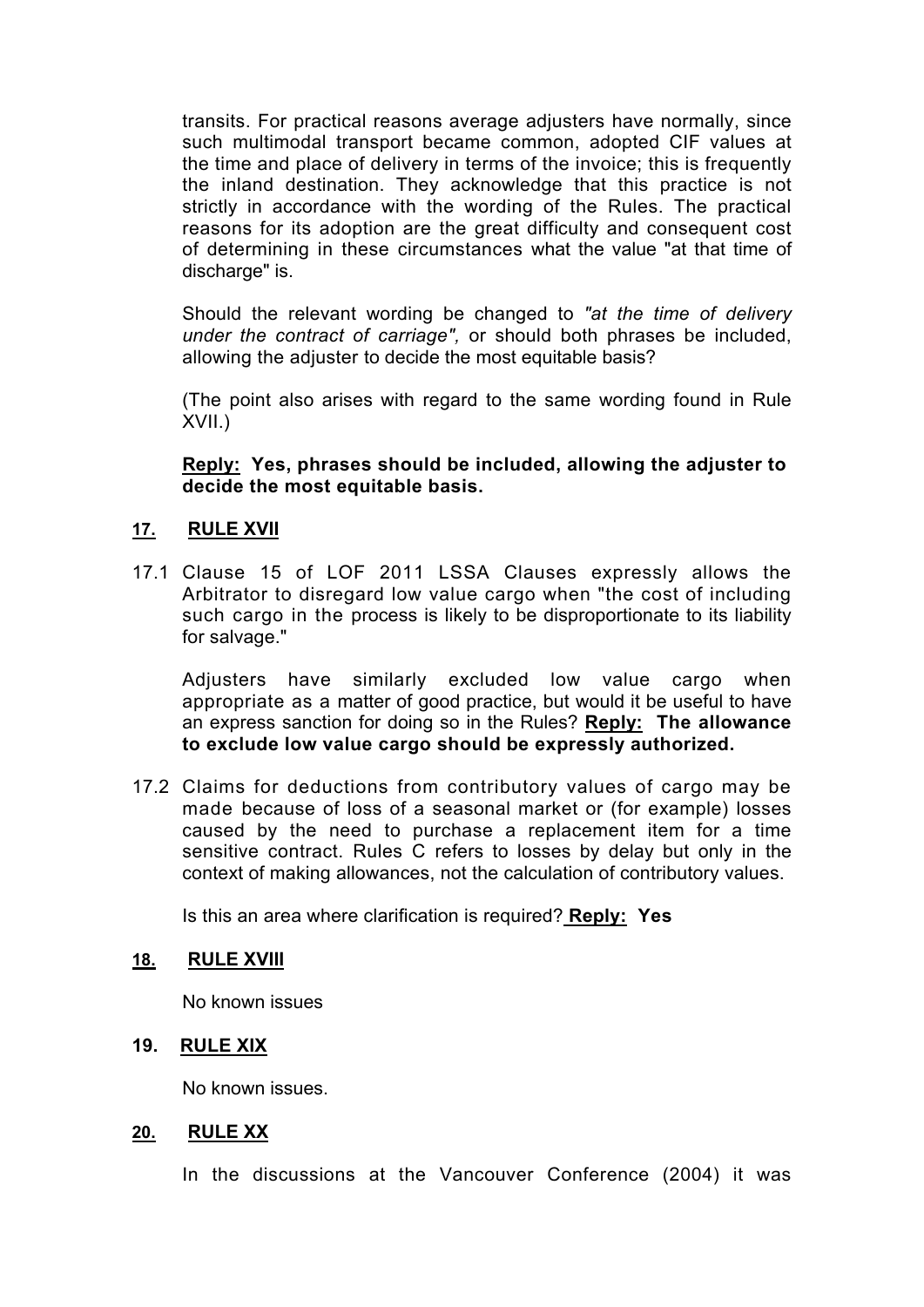transits. For practical reasons average adjusters have normally, since such multimodal transport became common, adopted CIF values at the time and place of delivery in terms of the invoice; this is frequently the inland destination. They acknowledge that this practice is not strictly in accordance with the wording of the Rules. The practical reasons for its adoption are the great difficulty and consequent cost of determining in these circumstances what the value "at that time of discharge" is.

Should the relevant wording be changed to *"at the time of delivery under the contract of carriage",* or should both phrases be included, allowing the adjuster to decide the most equitable basis?

(The point also arises with regard to the same wording found in Rule XVII.)

**Reply: Yes, phrases should be included, allowing the adjuster to decide the most equitable basis.**

## 17. RULE XVII

17.1 Clause 15 of LOF 2011 LSSA Clauses expressly allows the Arbitrator to disregard low value cargo when "the cost of including such cargo in the process is likely to be disproportionate to its liability for salvage."

Adjusters have similarly excluded low value cargo when appropriate as a matter of good practice, but would it be useful to have an express sanction for doing so in the Rules? **Reply: The allowance to exclude low value cargo should be expressly authorized.**

17.2 Claims for deductions from contributory values of cargo may be made because of loss of a seasonal market or (for example) losses caused by the need to purchase a replacement item for a time sensitive contract. Rules C refers to losses by delay but only in the context of making allowances, not the calculation of contributory values.

Is this an area where clarification is required? **Reply: Yes**

## 18. RULE XVIII

No known issues

## 19. RULE XIX

No known issues.

## 20. RULE XX

In the discussions at the Vancouver Conference (2004) it was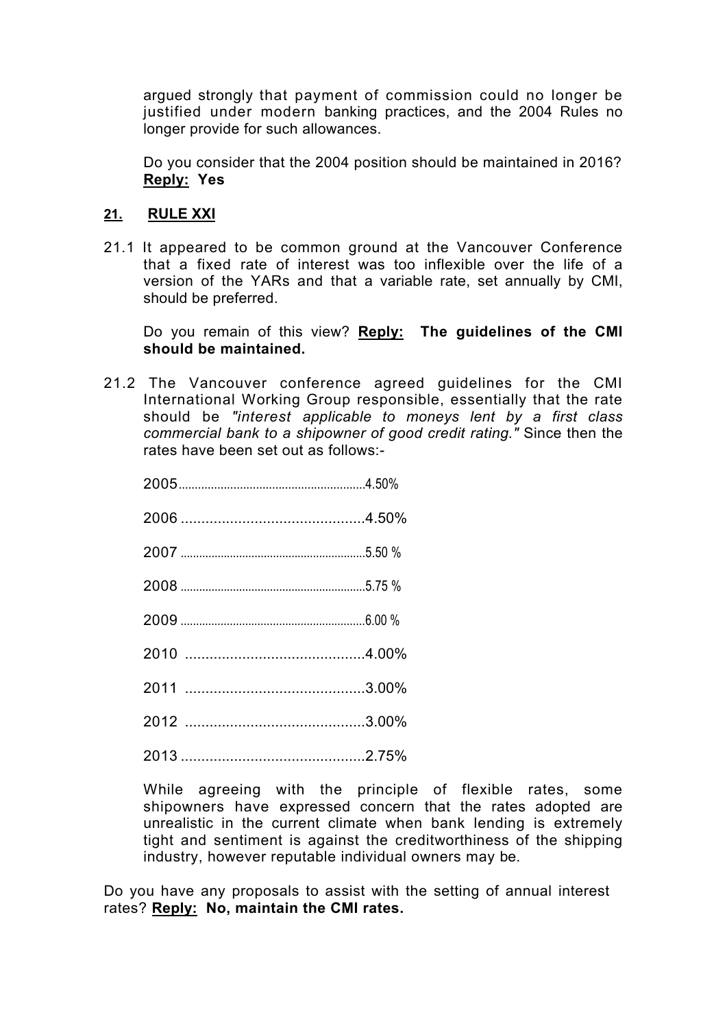argued strongly that payment of commission could no longer be justified under modern banking practices, and the 2004 Rules no longer provide for such allowances.

Do you consider that the 2004 position should be maintained in 2016? **Reply: Yes**

## 21. RULE XXI

21.1 It appeared to be common ground at the Vancouver Conference that a fixed rate of interest was too inflexible over the life of a version of the YARs and that a variable rate, set annually by CMI, should be preferred.

Do you remain of this view? **Reply: The guidelines of the CMI should be maintained.**

21.2 The Vancouver conference agreed guidelines for the CMI International Working Group responsible, essentially that the rate should be *"interest applicable to moneys lent by a first class commercial bank to a shipowner of good credit rating."* Since then the rates have been set out as follows:-

2005..........................................................4.50%

2006 ............................................4.50%

2007 ...........................................................5.50 %

2008 ...........................................................5.75 %

2009 ...........................................................6.00 %

2010 ...........................................4.00%

2011 ...........................................3.00%

2012 ...........................................3.00%

2013 ............................................2.75%

While agreeing with the principle of flexible rates, some shipowners have expressed concern that the rates adopted are unrealistic in the current climate when bank lending is extremely tight and sentiment is against the creditworthiness of the shipping industry, however reputable individual owners may be.

Do you have any proposals to assist with the setting of annual interest rates? **Reply: No, maintain the CMI rates.**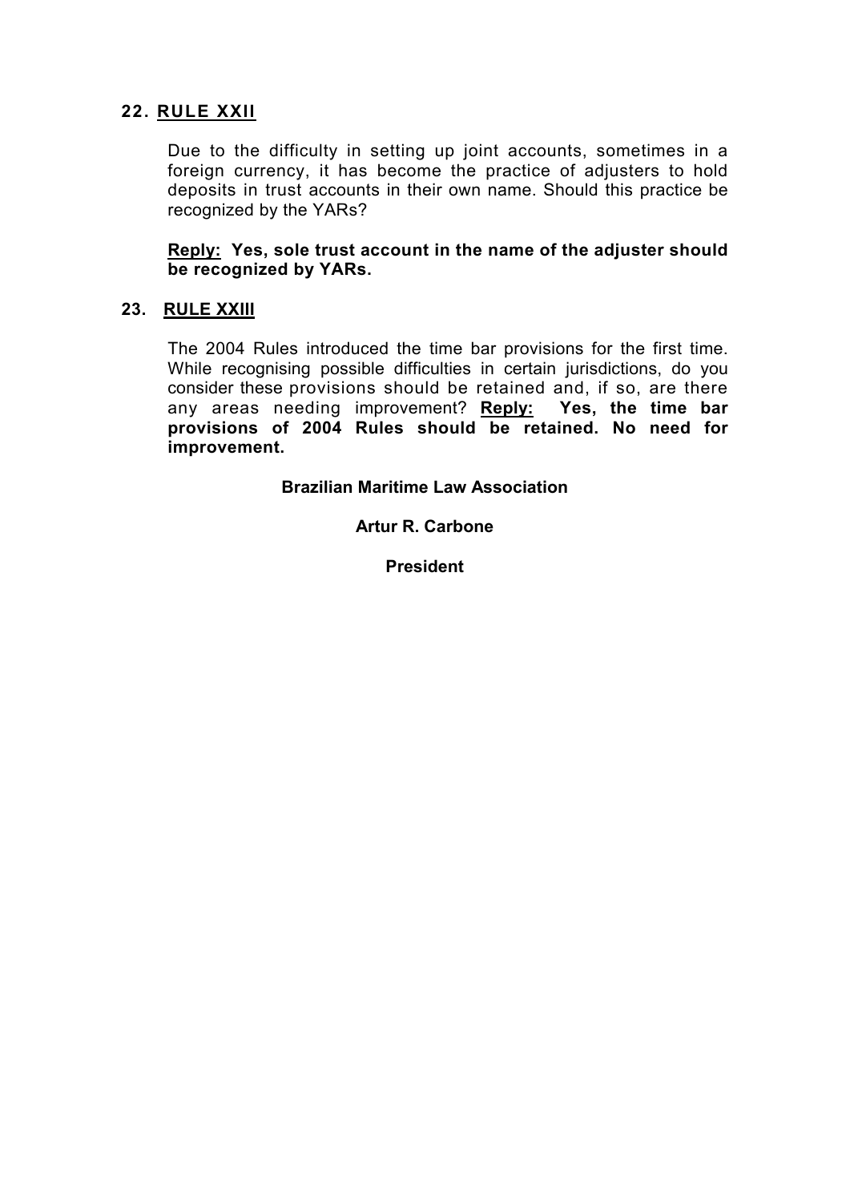**22. RULE XXII**

Due to the difficulty in setting up joint accounts, sometimes in a foreign currency, it has become the practice of adjusters to hold deposits in trust accounts in their own name. Should this practice be recognized by the YARs?

**Reply: Yes, sole trust account in the name of the adjuster should be recognized by YARs.**

**23. RULE XXIII**

The 2004 Rules introduced the time bar provisions for the first time. While recognising possible difficulties in certain jurisdictions, do you consider these provisions should be retained and, if so, are there any areas needing improvement? **Reply: Yes, the time bar provisions of 2004 Rules should be retained. No need for improvement.**

**Brazilian Maritime Law Association**

**Artur R. Carbone**

**President**